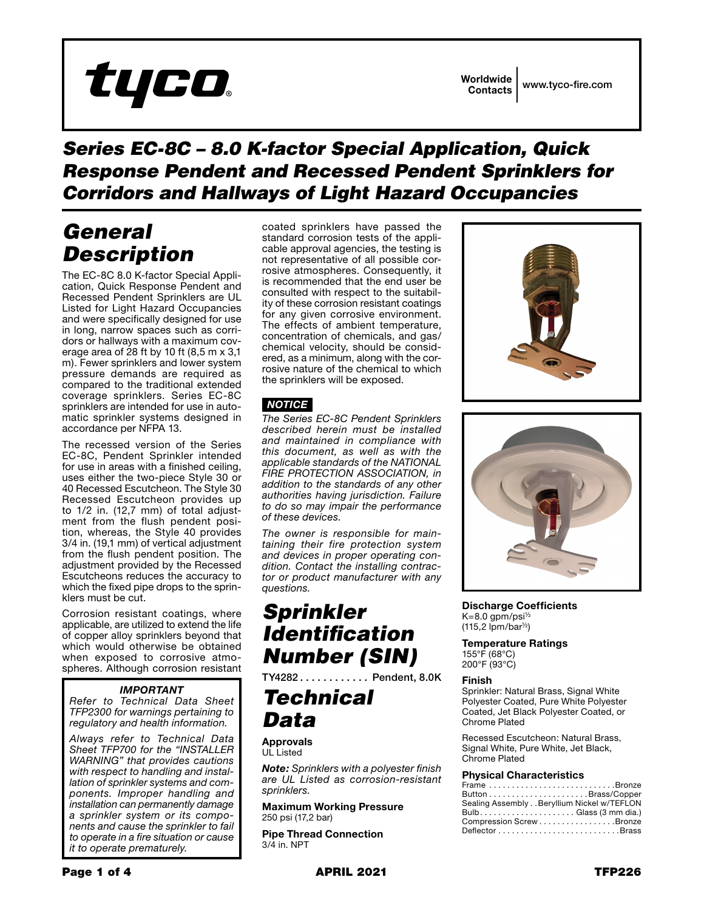tyco®

Worldwide Contacts | www.tyco-fire.com

# Series EC-8C – 8.0 K-factor Special Application, Quick Response Pendent and Recessed Pendent Sprinklers for Corridors and Hallways of Light Hazard Occupancies

## General Description

The EC-8C 8.0 K-factor Special Application, Quick Response Pendent and Recessed Pendent Sprinklers are UL Listed for Light Hazard Occupancies and were specifically designed for use in long, narrow spaces such as corridors or hallways with a maximum coverage area of 28 ft by 10 ft (8,5 m x 3,1 m). Fewer sprinklers and lower system pressure demands are required as compared to the traditional extended coverage sprinklers. Series EC-8C sprinklers are intended for use in automatic sprinkler systems designed in accordance per NFPA 13.

The recessed version of the Series EC-8C, Pendent Sprinkler intended for use in areas with a finished ceiling, uses either the two-piece Style 30 or 40 Recessed Escutcheon. The Style 30 Recessed Escutcheon provides up to 1/2 in. (12,7 mm) of total adjustment from the flush pendent position, whereas, the Style 40 provides 3/4 in. (19,1 mm) of vertical adjustment from the flush pendent position. The adjustment provided by the Recessed Escutcheons reduces the accuracy to which the fixed pipe drops to the sprinklers must be cut.

Corrosion resistant coatings, where applicable, are utilized to extend the life of copper alloy sprinklers beyond that which would otherwise be obtained when exposed to corrosive atmospheres. Although corrosion resistant coated sprinklers have passed the standard corrosion tests of the applicable approval agencies, the testing is not representative of all possible corrosive atmospheres. Consequently, it is recommended that the end user be consulted with respect to the suitability of these corrosion resistant coatings for any given corrosive environment. The effects of ambient temperature, concentration of chemicals, and gas/chemical velocity, should be considered, as a minimum, along with the corrosive nature of the chemical to which the sprinklers will be exposed.

**_IMPORTANT_**

*Refer to Technical Data Sheet TFP2300 for warnings pertaining to regulatory and health information.*

*Always refer to Technical Data Sheet TFP700 for the "INSTALLER WARNING" that provides cautions with respect to handling and installation of sprinkler systems and components. Improper handling and installation can permanently damage a sprinkler system or its components and cause the sprinkler to fail to operate in a fire situation or cause it to operate prematurely.*

**_NOTICE_**

*The Series EC-8C Pendent Sprinklers described herein must be installed and maintained in compliance with this document, as well as with the applicable standards of the NATIONAL FIRE PROTECTION ASSOCIATION, in addition to the standards of any other authorities having jurisdiction. Failure to do so may impair the performance of these devices.*

*The owner is responsible for maintaining their fire protection system and devices in proper operating condition. Contact the installing contractor or product manufacturer with any questions.*

## Sprinkler Identification Number (SIN)

**TY4282 . . . . . . . . . . . . Pendent, 8.0K**

## Technical Data

**Approvals**
UL Listed

***Note:*** *Sprinklers with a polyester finish are UL Listed as corrosion-resistant sprinklers.*

**Maximum Working Pressure**
250 psi (17,2 bar)

**Pipe Thread Connection**
3/4 in. NPT

**Discharge Coefficients**
K=8.0 gpm/psi$^{1/2}$
(115,2 lpm/bar$^{1/2}$)

**Temperature Ratings**
155°F (68°C)
200°F (93°C)

**Finish**
Sprinkler: Natural Brass, Signal White Polyester Coated, Pure White Polyester Coated, Jet Black Polyester Coated, or Chrome Plated

Recessed Escutcheon: Natural Brass, Signal White, Pure White, Jet Black, Chrome Plated

**Physical Characteristics**

| Component | Material |
| --- | --- |
| Frame | Bronze |
| Button | Brass/Copper |
| Sealing Assembly | Beryllium Nickel w/TEFLON |
| Bulb | Glass (3 mm dia.) |
| Compression Screw | Bronze |
| Deflector | Brass |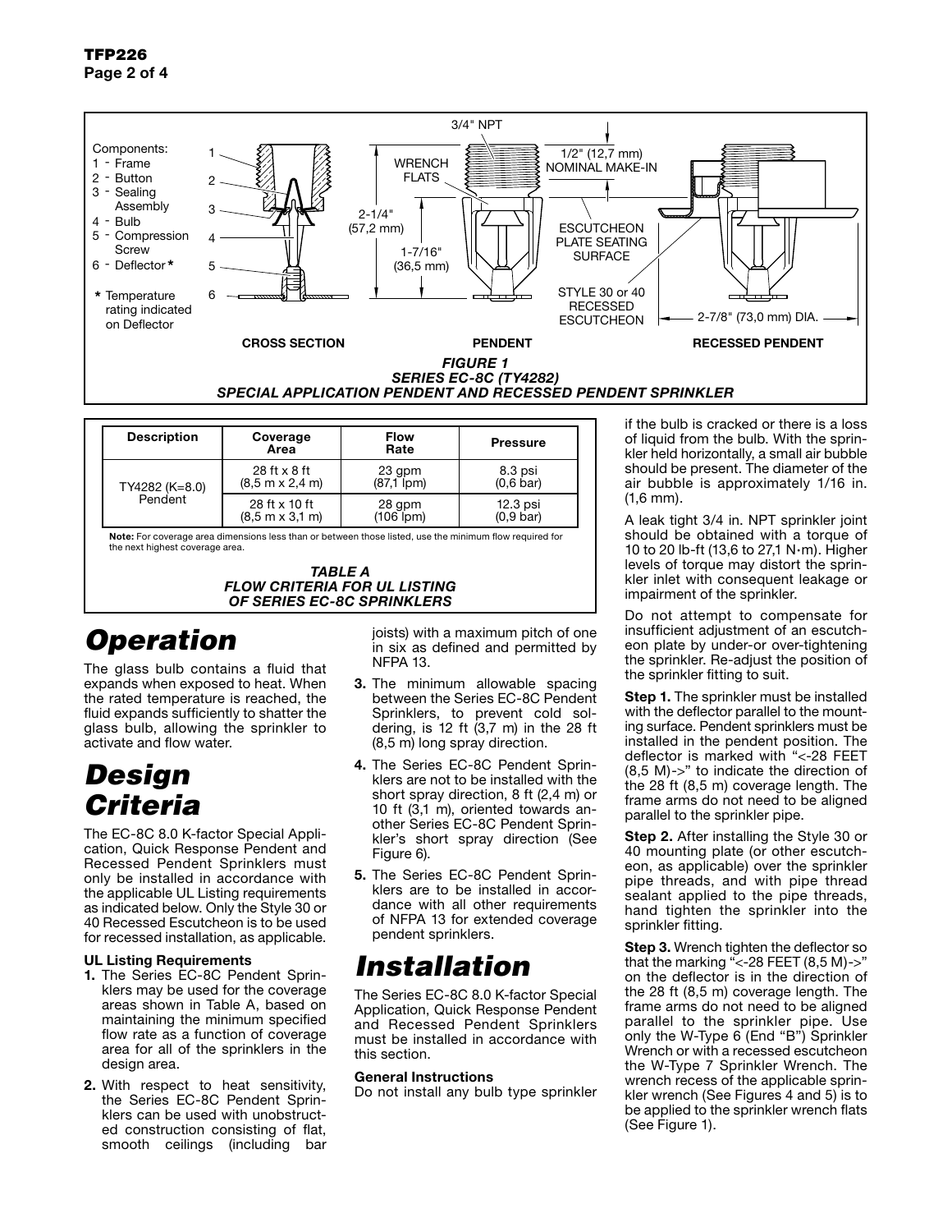Components:
1 - Frame
2 - Button
3 - Sealing Assembly
4 - Bulb
5 - Compression Screw
6 - Deflector*

\* Temperature rating indicated on Deflector

3/4" NPT

WRENCH FLATS

1/2" (12,7 mm) NOMINAL MAKE-IN

2-1/4" (57,2 mm)

1-7/16" (36,5 mm)

ESCUTCHEON PLATE SEATING SURFACE

STYLE 30 or 40 RECESSED ESCUTCHEON

2-7/8" (73,0 mm) DIA.

CROSS SECTION — PENDENT — RECESSED PENDENT

***FIGURE 1***
***SERIES EC-8C (TY4282)***
***SPECIAL APPLICATION PENDENT AND RECESSED PENDENT SPRINKLER***

| Description | Coverage Area | Flow Rate | Pressure |
|---|---|---|---|
| TY4282 (K=8.0) Pendent | 28 ft x 8 ft (8,5 m x 2,4 m) | 23 gpm (87,1 lpm) | 8.3 psi (0,6 bar) |
| | 28 ft x 10 ft (8,5 m x 3,1 m) | 28 gpm (106 lpm) | 12.3 psi (0,9 bar) |

**Note:** For coverage area dimensions less than or between those listed, use the minimum flow required for the next highest coverage area.

***TABLE A***
***FLOW CRITERIA FOR UL LISTING OF SERIES EC-8C SPRINKLERS***

# *Operation*

The glass bulb contains a fluid that expands when exposed to heat. When the rated temperature is reached, the fluid expands sufficiently to shatter the glass bulb, allowing the sprinkler to activate and flow water.

# *Design Criteria*

The EC-8C 8.0 K-factor Special Application, Quick Response Pendent and Recessed Pendent Sprinklers must only be installed in accordance with the applicable UL Listing requirements as indicated below. Only the Style 30 or 40 Recessed Escutcheon is to be used for recessed installation, as applicable.

### UL Listing Requirements

1. The Series EC-8C Pendent Sprinklers may be used for the coverage areas shown in Table A, based on maintaining the minimum specified flow rate as a function of coverage area for all of the sprinklers in the design area.
2. With respect to heat sensitivity, the Series EC-8C Pendent Sprinklers can be used with unobstructed construction consisting of flat, smooth ceilings (including bar joists) with a maximum pitch of one in six as defined and permitted by NFPA 13.
3. The minimum allowable spacing between the Series EC-8C Pendent Sprinklers, to prevent cold soldering, is 12 ft (3,7 m) in the 28 ft (8,5 m) long spray direction.
4. The Series EC-8C Pendent Sprinklers are not to be installed with the short spray direction, 8 ft (2,4 m) or 10 ft (3,1 m), oriented towards another Series EC-8C Pendent Sprinkler's short spray direction (See Figure 6).
5. The Series EC-8C Pendent Sprinklers are to be installed in accordance with all other requirements of NFPA 13 for extended coverage pendent sprinklers.

# *Installation*

The Series EC-8C 8.0 K-factor Special Application, Quick Response Pendent and Recessed Pendent Sprinklers must be installed in accordance with this section.

### General Instructions

Do not install any bulb type sprinkler if the bulb is cracked or there is a loss of liquid from the bulb. With the sprinkler held horizontally, a small air bubble should be present. The diameter of the air bubble is approximately 1/16 in. (1,6 mm).

A leak tight 3/4 in. NPT sprinkler joint should be obtained with a torque of 10 to 20 lb-ft (13,6 to 27,1 N·m). Higher levels of torque may distort the sprinkler inlet with consequent leakage or impairment of the sprinkler.

Do not attempt to compensate for insufficient adjustment of an escutcheon plate by under-or over-tightening the sprinkler. Re-adjust the position of the sprinkler fitting to suit.

**Step 1.** The sprinkler must be installed with the deflector parallel to the mounting surface. Pendent sprinklers must be installed in the pendent position. The deflector is marked with "<-28 FEET (8,5 M)->" to indicate the direction of the 28 ft (8,5 m) coverage length. The frame arms do not need to be aligned parallel to the sprinkler pipe.

**Step 2.** After installing the Style 30 or 40 mounting plate (or other escutcheon, as applicable) over the sprinkler pipe threads, and with pipe thread sealant applied to the pipe threads, hand tighten the sprinkler into the sprinkler fitting.

**Step 3.** Wrench tighten the deflector so that the marking "<-28 FEET (8,5 M)->" on the deflector is in the direction of the 28 ft (8,5 m) coverage length. The frame arms do not need to be aligned parallel to the sprinkler pipe. Use only the W-Type 6 (End "B") Sprinkler Wrench or with a recessed escutcheon the W-Type 7 Sprinkler Wrench. The wrench recess of the applicable sprinkler wrench (See Figures 4 and 5) is to be applied to the sprinkler wrench flats (See Figure 1).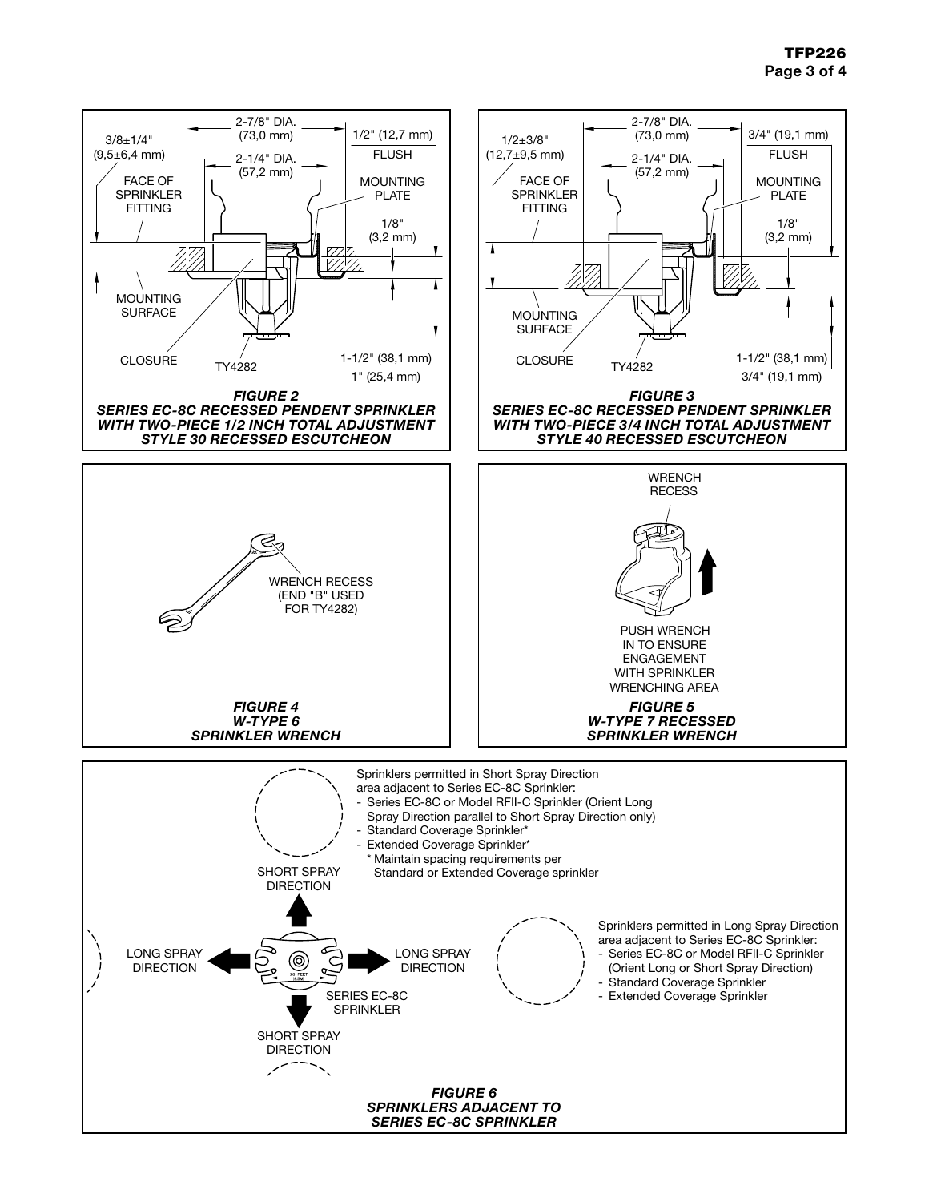2-7/8" DIA. (73,0 mm)

3/8±1/4" (9,5±6,4 mm)

2-1/4" DIA. (57,2 mm)

1/2" (12,7 mm)

FLUSH

FACE OF SPRINKLER FITTING

MOUNTING PLATE

1/8" (3,2 mm)

MOUNTING SURFACE

CLOSURE

TY4282

1-1/2" (38,1 mm)

1" (25,4 mm)

***FIGURE 2***
***SERIES EC-8C RECESSED PENDENT SPRINKLER WITH TWO-PIECE 1/2 INCH TOTAL ADJUSTMENT STYLE 30 RECESSED ESCUTCHEON***

2-7/8" DIA. (73,0 mm)

1/2±3/8" (12,7±9,5 mm)

2-1/4" DIA. (57,2 mm)

3/4" (19,1 mm)

FLUSH

FACE OF SPRINKLER FITTING

MOUNTING PLATE

1/8" (3,2 mm)

MOUNTING SURFACE

CLOSURE

TY4282

1-1/2" (38,1 mm)

3/4" (19,1 mm)

***FIGURE 3***
***SERIES EC-8C RECESSED PENDENT SPRINKLER WITH TWO-PIECE 3/4 INCH TOTAL ADJUSTMENT STYLE 40 RECESSED ESCUTCHEON***

WRENCH RECESS (END "B" USED FOR TY4282)

***FIGURE 4***
***W-TYPE 6 SPRINKLER WRENCH***

WRENCH RECESS

PUSH WRENCH IN TO ENSURE ENGAGEMENT WITH SPRINKLER WRENCHING AREA

***FIGURE 5***
***W-TYPE 7 RECESSED SPRINKLER WRENCH***

Sprinklers permitted in Short Spray Direction area adjacent to Series EC-8C Sprinkler:
- Series EC-8C or Model RFII-C Sprinkler (Orient Long Spray Direction parallel to Short Spray Direction only)
- Standard Coverage Sprinkler*
- Extended Coverage Sprinkler*
  * Maintain spacing requirements per Standard or Extended Coverage sprinkler

SHORT SPRAY DIRECTION

LONG SPRAY DIRECTION

LONG SPRAY DIRECTION

SERIES EC-8C SPRINKLER

SHORT SPRAY DIRECTION

Sprinklers permitted in Long Spray Direction area adjacent to Series EC-8C Sprinkler:
- Series EC-8C or Model RFII-C Sprinkler (Orient Long or Short Spray Direction)
- Standard Coverage Sprinkler
- Extended Coverage Sprinkler

***FIGURE 6***
***SPRINKLERS ADJACENT TO SERIES EC-8C SPRINKLER***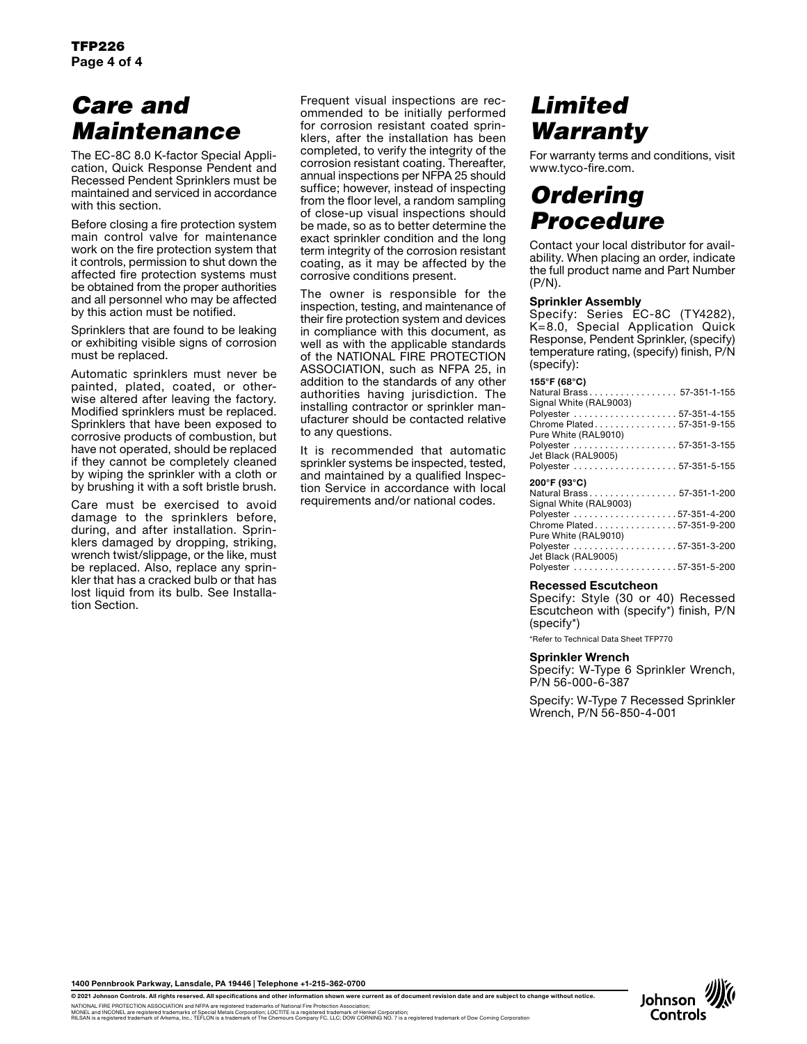# Care and Maintenance

The EC-8C 8.0 K-factor Special Application, Quick Response Pendent and Recessed Pendent Sprinklers must be maintained and serviced in accordance with this section.

Before closing a fire protection system main control valve for maintenance work on the fire protection system that it controls, permission to shut down the affected fire protection systems must be obtained from the proper authorities and all personnel who may be affected by this action must be notified.

Sprinklers that are found to be leaking or exhibiting visible signs of corrosion must be replaced.

Automatic sprinklers must never be painted, plated, coated, or otherwise altered after leaving the factory. Modified sprinklers must be replaced. Sprinklers that have been exposed to corrosive products of combustion, but have not operated, should be replaced if they cannot be completely cleaned by wiping the sprinkler with a cloth or by brushing it with a soft bristle brush.

Care must be exercised to avoid damage to the sprinklers before, during, and after installation. Sprinklers damaged by dropping, striking, wrench twist/slippage, or the like, must be replaced. Also, replace any sprinkler that has a cracked bulb or that has lost liquid from its bulb. See Installation Section.

Frequent visual inspections are recommended to be initially performed for corrosion resistant coated sprinklers, after the installation has been completed, to verify the integrity of the corrosion resistant coating. Thereafter, annual inspections per NFPA 25 should suffice; however, instead of inspecting from the floor level, a random sampling of close-up visual inspections should be made, so as to better determine the exact sprinkler condition and the long term integrity of the corrosion resistant coating, as it may be affected by the corrosive conditions present.

The owner is responsible for the inspection, testing, and maintenance of their fire protection system and devices in compliance with this document, as well as with the applicable standards of the NATIONAL FIRE PROTECTION ASSOCIATION, such as NFPA 25, in addition to the standards of any other authorities having jurisdiction. The installing contractor or sprinkler manufacturer should be contacted relative to any questions.

It is recommended that automatic sprinkler systems be inspected, tested, and maintained by a qualified Inspection Service in accordance with local requirements and/or national codes.

# Limited Warranty

For warranty terms and conditions, visit www.tyco-fire.com.

# Ordering Procedure

Contact your local distributor for availability. When placing an order, indicate the full product name and Part Number (P/N).

**Sprinkler Assembly**

Specify: Series EC-8C (TY4282), K=8.0, Special Application Quick Response, Pendent Sprinkler, (specify) temperature rating, (specify) finish, P/N (specify):

**155°F (68°C)**

Natural Brass . . . . . . . . . . . . . . . . 57-351-1-155
Signal White (RAL9003)
Polyester . . . . . . . . . . . . . . . . . . . 57-351-4-155
Chrome Plated . . . . . . . . . . . . . . . 57-351-9-155
Pure White (RAL9010)
Polyester . . . . . . . . . . . . . . . . . . . 57-351-3-155
Jet Black (RAL9005)
Polyester . . . . . . . . . . . . . . . . . . . 57-351-5-155

**200°F (93°C)**

Natural Brass . . . . . . . . . . . . . . . . 57-351-1-200
Signal White (RAL9003)
Polyester . . . . . . . . . . . . . . . . . . . 57-351-4-200
Chrome Plated . . . . . . . . . . . . . . . 57-351-9-200
Pure White (RAL9010)
Polyester . . . . . . . . . . . . . . . . . . . 57-351-3-200
Jet Black (RAL9005)
Polyester . . . . . . . . . . . . . . . . . . . 57-351-5-200

**Recessed Escutcheon**

Specify: Style (30 or 40) Recessed Escutcheon with (specify*) finish, P/N (specify*)

*Refer to Technical Data Sheet TFP770

**Sprinkler Wrench**

Specify: W-Type 6 Sprinkler Wrench, P/N 56-000-6-387

Specify: W-Type 7 Recessed Sprinkler Wrench, P/N 56-850-4-001

1400 Pennbrook Parkway, Lansdale, PA 19446 | Telephone +1-215-362-0700

© 2021 Johnson Controls. All rights reserved. All specifications and other information shown were current as of document revision date and are subject to change without notice.

NATIONAL FIRE PROTECTION ASSOCIATION and NFPA are registered trademarks of National Fire Protection Association; MONEL and INCONEL are registered trademarks of Special Metals Corporation; LOCTITE is a registered trademark of Henkel Corporation; RILSAN is a registered trademark of Arkema, Inc.; TEFLON is a trademark of The Chemours Company FC, LLC; DOW CORNING NO. 7 is a registered trademark of Dow Corning Corporation